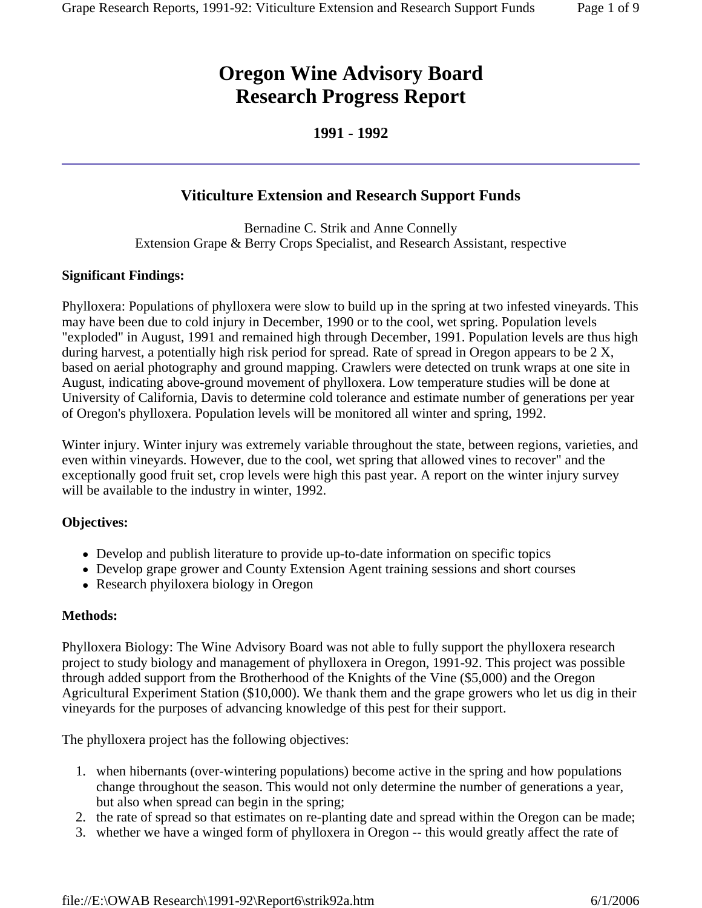# Oregon Wine Advisory Board
# Research Progress Report

**1991 - 1992**

---

## Viticulture Extension and Research Support Funds

Bernadine C. Strik and Anne Connelly
Extension Grape & Berry Crops Specialist, and Research Assistant, respective

**Significant Findings:**

Phylloxera: Populations of phylloxera were slow to build up in the spring at two infested vineyards. This may have been due to cold injury in December, 1990 or to the cool, wet spring. Population levels "exploded" in August, 1991 and remained high through December, 1991. Population levels are thus high during harvest, a potentially high risk period for spread. Rate of spread in Oregon appears to be 2 X, based on aerial photography and ground mapping. Crawlers were detected on trunk wraps at one site in August, indicating above-ground movement of phylloxera. Low temperature studies will be done at University of California, Davis to determine cold tolerance and estimate number of generations per year of Oregon's phylloxera. Population levels will be monitored all winter and spring, 1992.

Winter injury. Winter injury was extremely variable throughout the state, between regions, varieties, and even within vineyards. However, due to the cool, wet spring that allowed vines to recover" and the exceptionally good fruit set, crop levels were high this past year. A report on the winter injury survey will be available to the industry in winter, 1992.

**Objectives:**

- Develop and publish literature to provide up-to-date information on specific topics
- Develop grape grower and County Extension Agent training sessions and short courses
- Research phyiloxera biology in Oregon

**Methods:**

Phylloxera Biology: The Wine Advisory Board was not able to fully support the phylloxera research project to study biology and management of phylloxera in Oregon, 1991-92. This project was possible through added support from the Brotherhood of the Knights of the Vine ($5,000) and the Oregon Agricultural Experiment Station ($10,000). We thank them and the grape growers who let us dig in their vineyards for the purposes of advancing knowledge of this pest for their support.

The phylloxera project has the following objectives:

1. when hibernants (over-wintering populations) become active in the spring and how populations change throughout the season. This would not only determine the number of generations a year, but also when spread can begin in the spring;
2. the rate of spread so that estimates on re-planting date and spread within the Oregon can be made;
3. whether we have a winged form of phylloxera in Oregon -- this would greatly affect the rate of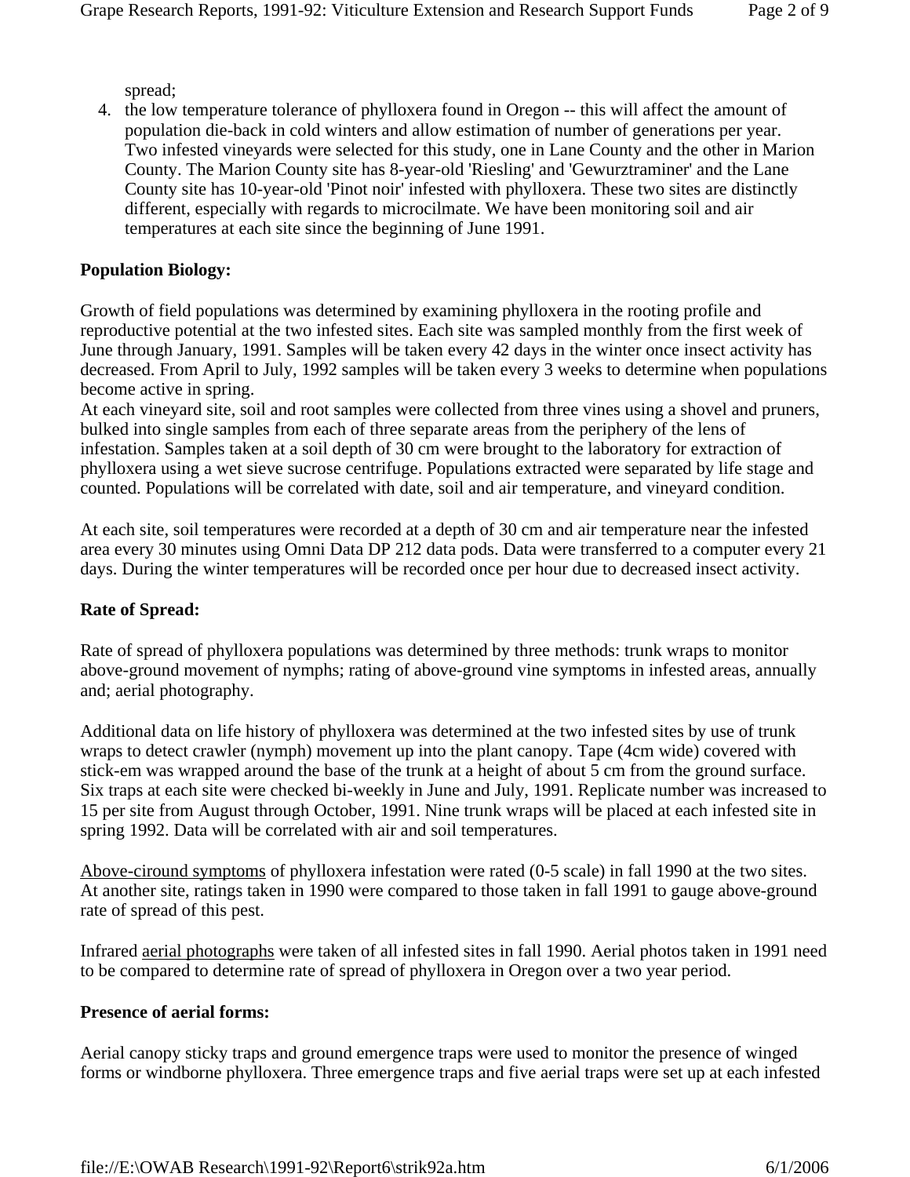spread;

4. the low temperature tolerance of phylloxera found in Oregon -- this will affect the amount of population die-back in cold winters and allow estimation of number of generations per year. Two infested vineyards were selected for this study, one in Lane County and the other in Marion County. The Marion County site has 8-year-old 'Riesling' and 'Gewurztraminer' and the Lane County site has 10-year-old 'Pinot noir' infested with phylloxera. These two sites are distinctly different, especially with regards to microcilmate. We have been monitoring soil and air temperatures at each site since the beginning of June 1991.

**Population Biology:**

Growth of field populations was determined by examining phylloxera in the rooting profile and reproductive potential at the two infested sites. Each site was sampled monthly from the first week of June through January, 1991. Samples will be taken every 42 days in the winter once insect activity has decreased. From April to July, 1992 samples will be taken every 3 weeks to determine when populations become active in spring.
At each vineyard site, soil and root samples were collected from three vines using a shovel and pruners, bulked into single samples from each of three separate areas from the periphery of the lens of infestation. Samples taken at a soil depth of 30 cm were brought to the laboratory for extraction of phylloxera using a wet sieve sucrose centrifuge. Populations extracted were separated by life stage and counted. Populations will be correlated with date, soil and air temperature, and vineyard condition.

At each site, soil temperatures were recorded at a depth of 30 cm and air temperature near the infested area every 30 minutes using Omni Data DP 212 data pods. Data were transferred to a computer every 21 days. During the winter temperatures will be recorded once per hour due to decreased insect activity.

**Rate of Spread:**

Rate of spread of phylloxera populations was determined by three methods: trunk wraps to monitor above-ground movement of nymphs; rating of above-ground vine symptoms in infested areas, annually and; aerial photography.

Additional data on life history of phylloxera was determined at the two infested sites by use of trunk wraps to detect crawler (nymph) movement up into the plant canopy. Tape (4cm wide) covered with stick-em was wrapped around the base of the trunk at a height of about 5 cm from the ground surface. Six traps at each site were checked bi-weekly in June and July, 1991. Replicate number was increased to 15 per site from August through October, 1991. Nine trunk wraps will be placed at each infested site in spring 1992. Data will be correlated with air and soil temperatures.

Above-ciround symptoms of phylloxera infestation were rated (0-5 scale) in fall 1990 at the two sites. At another site, ratings taken in 1990 were compared to those taken in fall 1991 to gauge above-ground rate of spread of this pest.

Infrared aerial photographs were taken of all infested sites in fall 1990. Aerial photos taken in 1991 need to be compared to determine rate of spread of phylloxera in Oregon over a two year period.

**Presence of aerial forms:**

Aerial canopy sticky traps and ground emergence traps were used to monitor the presence of winged forms or windborne phylloxera. Three emergence traps and five aerial traps were set up at each infested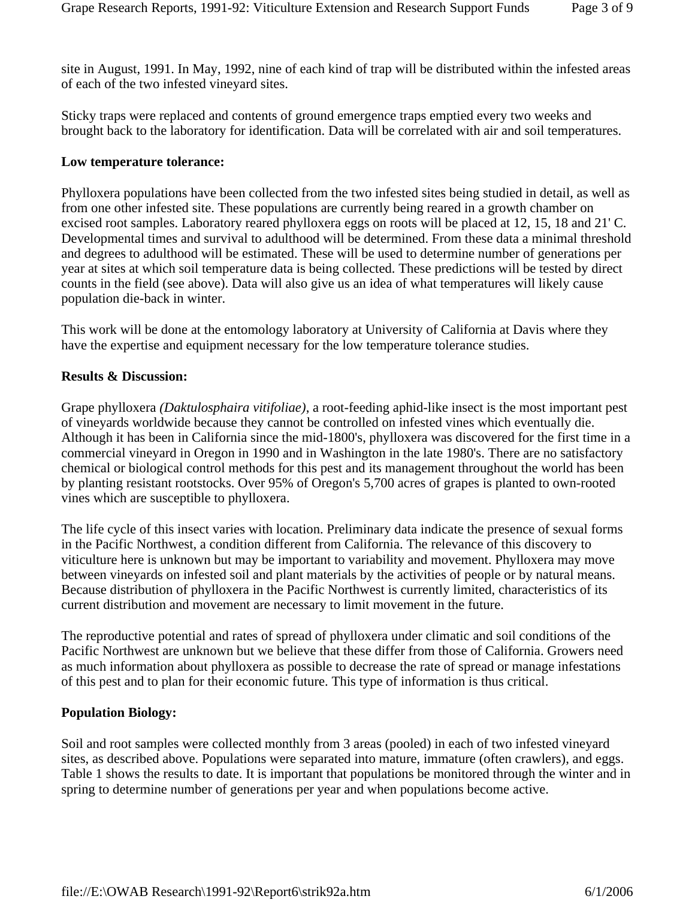site in August, 1991. In May, 1992, nine of each kind of trap will be distributed within the infested areas of each of the two infested vineyard sites.

Sticky traps were replaced and contents of ground emergence traps emptied every two weeks and brought back to the laboratory for identification. Data will be correlated with air and soil temperatures.

**Low temperature tolerance:**

Phylloxera populations have been collected from the two infested sites being studied in detail, as well as from one other infested site. These populations are currently being reared in a growth chamber on excised root samples. Laboratory reared phylloxera eggs on roots will be placed at 12, 15, 18 and 21' C. Developmental times and survival to adulthood will be determined. From these data a minimal threshold and degrees to adulthood will be estimated. These will be used to determine number of generations per year at sites at which soil temperature data is being collected. These predictions will be tested by direct counts in the field (see above). Data will also give us an idea of what temperatures will likely cause population die-back in winter.

This work will be done at the entomology laboratory at University of California at Davis where they have the expertise and equipment necessary for the low temperature tolerance studies.

**Results & Discussion:**

Grape phylloxera *(Daktulosphaira vitifoliae)*, a root-feeding aphid-like insect is the most important pest of vineyards worldwide because they cannot be controlled on infested vines which eventually die. Although it has been in California since the mid-1800's, phylloxera was discovered for the first time in a commercial vineyard in Oregon in 1990 and in Washington in the late 1980's. There are no satisfactory chemical or biological control methods for this pest and its management throughout the world has been by planting resistant rootstocks. Over 95% of Oregon's 5,700 acres of grapes is planted to own-rooted vines which are susceptible to phylloxera.

The life cycle of this insect varies with location. Preliminary data indicate the presence of sexual forms in the Pacific Northwest, a condition different from California. The relevance of this discovery to viticulture here is unknown but may be important to variability and movement. Phylloxera may move between vineyards on infested soil and plant materials by the activities of people or by natural means. Because distribution of phylloxera in the Pacific Northwest is currently limited, characteristics of its current distribution and movement are necessary to limit movement in the future.

The reproductive potential and rates of spread of phylloxera under climatic and soil conditions of the Pacific Northwest are unknown but we believe that these differ from those of California. Growers need as much information about phylloxera as possible to decrease the rate of spread or manage infestations of this pest and to plan for their economic future. This type of information is thus critical.

**Population Biology:**

Soil and root samples were collected monthly from 3 areas (pooled) in each of two infested vineyard sites, as described above. Populations were separated into mature, immature (often crawlers), and eggs. Table 1 shows the results to date. It is important that populations be monitored through the winter and in spring to determine number of generations per year and when populations become active.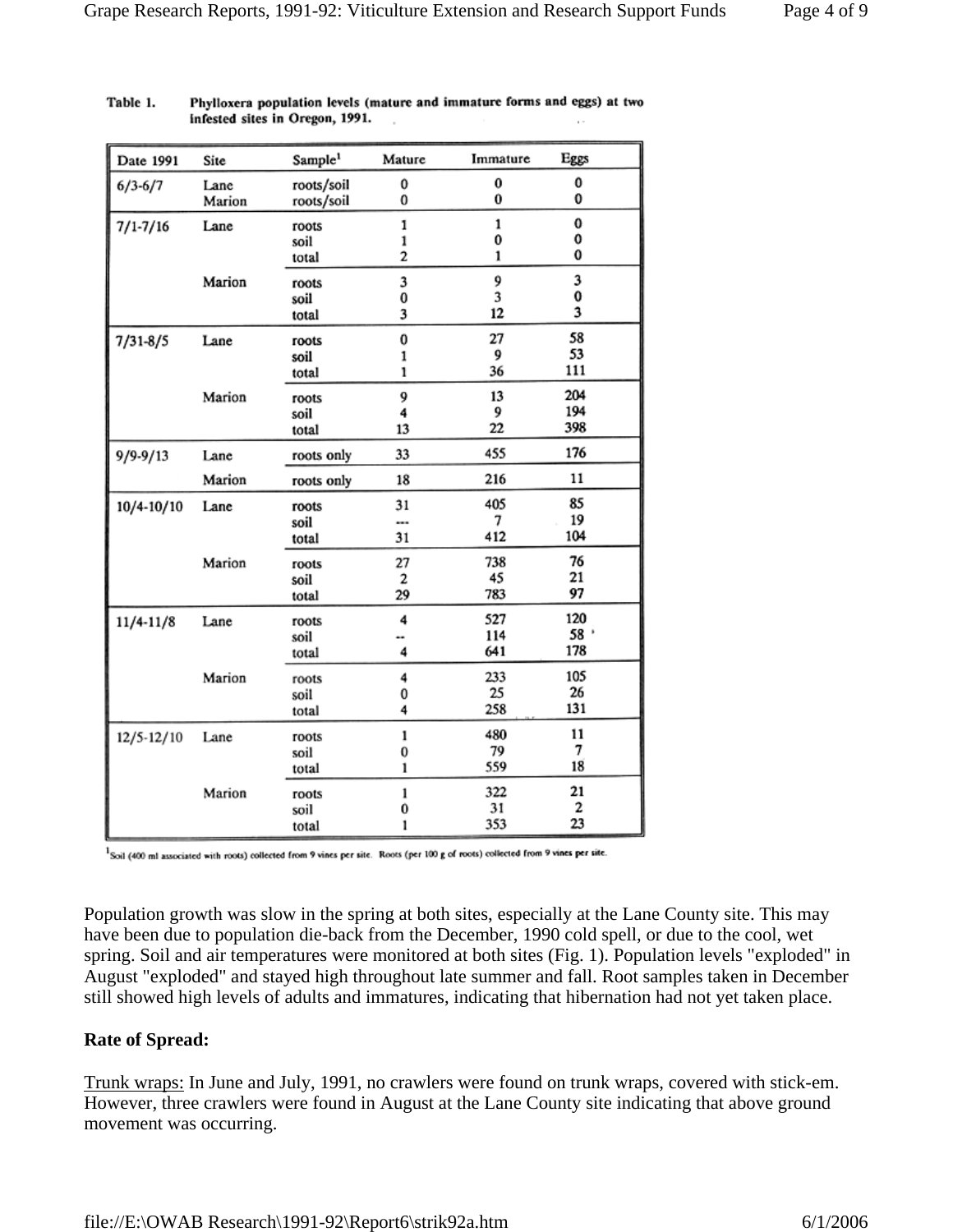Table 1. Phylloxera population levels (mature and immature forms and eggs) at two infested sites in Oregon, 1991.

| Date 1991 | Site | Sample[1] | Mature | Immature | Eggs |
|---|---|---|---|---|---|
| 6/3-6/7 | Lane | roots/soil | 0 | 0 | 0 |
| | Marion | roots/soil | 0 | 0 | 0 |
| 7/1-7/16 | Lane | roots | 1 | 1 | 0 |
| | | soil | 1 | 0 | 0 |
| | | total | 2 | 1 | 0 |
| | Marion | roots | 3 | 9 | 3 |
| | | soil | 0 | 3 | 0 |
| | | total | 3 | 12 | 3 |
| 7/31-8/5 | Lane | roots | 0 | 27 | 58 |
| | | soil | 1 | 9 | 53 |
| | | total | 1 | 36 | 111 |
| | Marion | roots | 9 | 13 | 204 |
| | | soil | 4 | 9 | 194 |
| | | total | 13 | 22 | 398 |
| 9/9-9/13 | Lane | roots only | 33 | 455 | 176 |
| | Marion | roots only | 18 | 216 | 11 |
| 10/4-10/10 | Lane | roots | 31 | 405 | 85 |
| | | soil | --- | 7 | 19 |
| | | total | 31 | 412 | 104 |
| | Marion | roots | 27 | 738 | 76 |
| | | soil | 2 | 45 | 21 |
| | | total | 29 | 783 | 97 |
| 11/4-11/8 | Lane | roots | 4 | 527 | 120 |
| | | soil | -- | 114 | 58 |
| | | total | 4 | 641 | 178 |
| | Marion | roots | 4 | 233 | 105 |
| | | soil | 0 | 25 | 26 |
| | | total | 4 | 258 | 131 |
| 12/5-12/10 | Lane | roots | 1 | 480 | 11 |
| | | soil | 0 | 79 | 7 |
| | | total | 1 | 559 | 18 |
| | Marion | roots | 1 | 322 | 21 |
| | | soil | 0 | 31 | 2 |
| | | total | 1 | 353 | 23 |

[1]Soil (400 ml associated with roots) collected from 9 vines per site. Roots (per 100 g of roots) collected from 9 vines per site.

Population growth was slow in the spring at both sites, especially at the Lane County site. This may have been due to population die-back from the December, 1990 cold spell, or due to the cool, wet spring. Soil and air temperatures were monitored at both sites (Fig. 1). Population levels "exploded" in August "exploded" and stayed high throughout late summer and fall. Root samples taken in December still showed high levels of adults and immatures, indicating that hibernation had not yet taken place.

**Rate of Spread:**

Trunk wraps: In June and July, 1991, no crawlers were found on trunk wraps, covered with stick-em. However, three crawlers were found in August at the Lane County site indicating that above ground movement was occurring.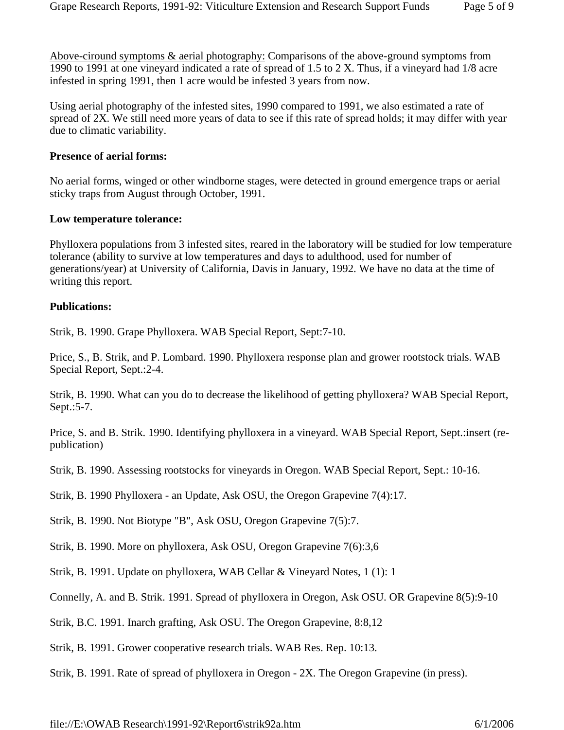Above-ciround symptoms & aerial photography: Comparisons of the above-ground symptoms from 1990 to 1991 at one vineyard indicated a rate of spread of 1.5 to 2 X. Thus, if a vineyard had 1/8 acre infested in spring 1991, then 1 acre would be infested 3 years from now.

Using aerial photography of the infested sites, 1990 compared to 1991, we also estimated a rate of spread of 2X. We still need more years of data to see if this rate of spread holds; it may differ with year due to climatic variability.

**Presence of aerial forms:**

No aerial forms, winged or other windborne stages, were detected in ground emergence traps or aerial sticky traps from August through October, 1991.

**Low temperature tolerance:**

Phylloxera populations from 3 infested sites, reared in the laboratory will be studied for low temperature tolerance (ability to survive at low temperatures and days to adulthood, used for number of generations/year) at University of California, Davis in January, 1992. We have no data at the time of writing this report.

**Publications:**

Strik, B. 1990. Grape Phylloxera. WAB Special Report, Sept:7-10.

Price, S., B. Strik, and P. Lombard. 1990. Phylloxera response plan and grower rootstock trials. WAB Special Report, Sept.:2-4.

Strik, B. 1990. What can you do to decrease the likelihood of getting phylloxera? WAB Special Report, Sept.:5-7.

Price, S. and B. Strik. 1990. Identifying phylloxera in a vineyard. WAB Special Report, Sept.:insert (re-publication)

Strik, B. 1990. Assessing rootstocks for vineyards in Oregon. WAB Special Report, Sept.: 10-16.

Strik, B. 1990 Phylloxera - an Update, Ask OSU, the Oregon Grapevine 7(4):17.

Strik, B. 1990. Not Biotype "B", Ask OSU, Oregon Grapevine 7(5):7.

Strik, B. 1990. More on phylloxera, Ask OSU, Oregon Grapevine 7(6):3,6

Strik, B. 1991. Update on phylloxera, WAB Cellar & Vineyard Notes, 1 (1): 1

Connelly, A. and B. Strik. 1991. Spread of phylloxera in Oregon, Ask OSU. OR Grapevine 8(5):9-10

Strik, B.C. 1991. Inarch grafting, Ask OSU. The Oregon Grapevine, 8:8,12

Strik, B. 1991. Grower cooperative research trials. WAB Res. Rep. 10:13.

Strik, B. 1991. Rate of spread of phylloxera in Oregon - 2X. The Oregon Grapevine (in press).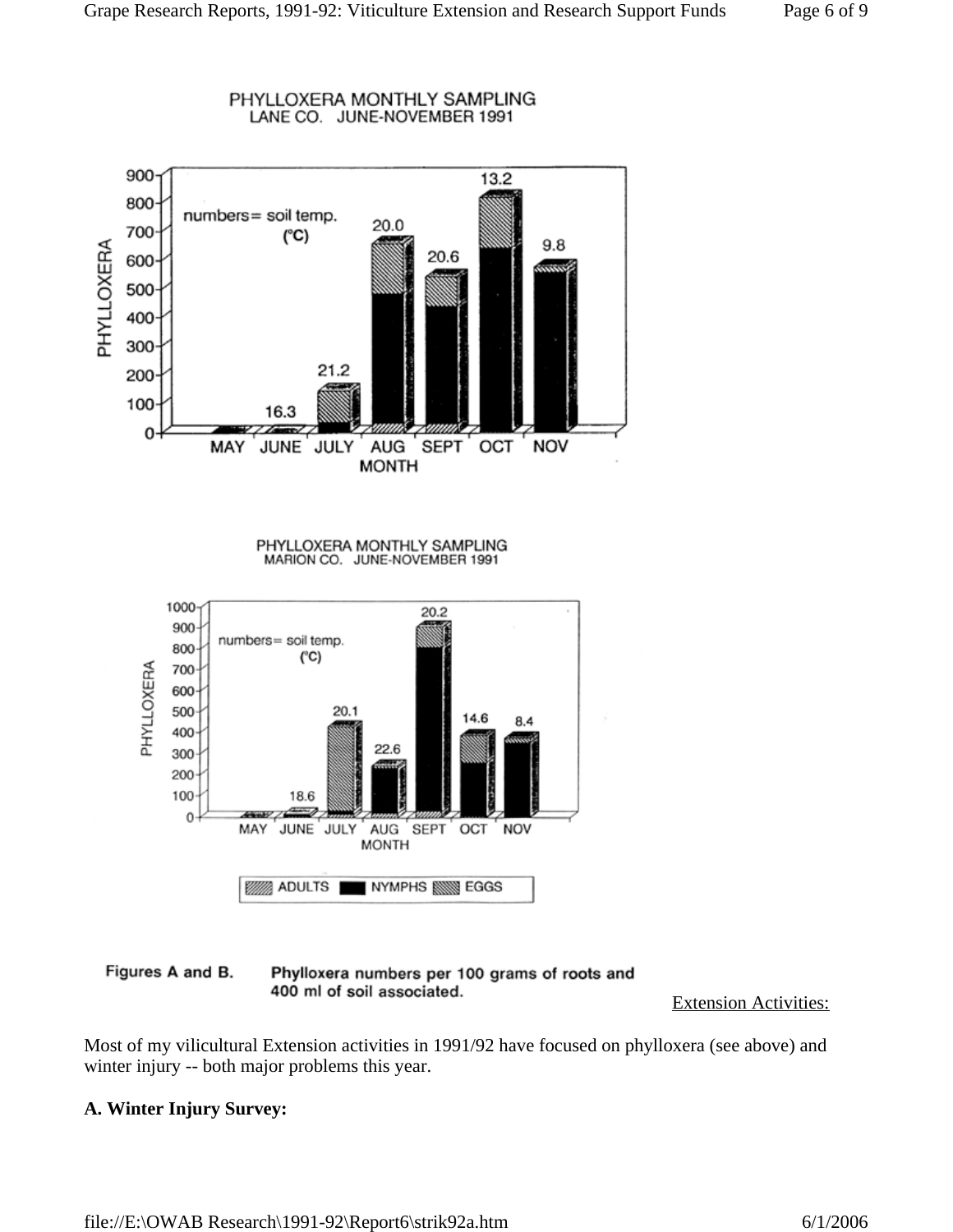PHYLLOXERA MONTHLY SAMPLING
LANE CO. JUNE-NOVEMBER 1991

PHYLLOXERA MONTHLY SAMPLING
MARION CO. JUNE-NOVEMBER 1991

Figures A and B. Phylloxera numbers per 100 grams of roots and 400 ml of soil associated.

Extension Activities:

Most of my vilicultural Extension activities in 1991/92 have focused on phylloxera (see above) and winter injury -- both major problems this year.

**A. Winter Injury Survey:**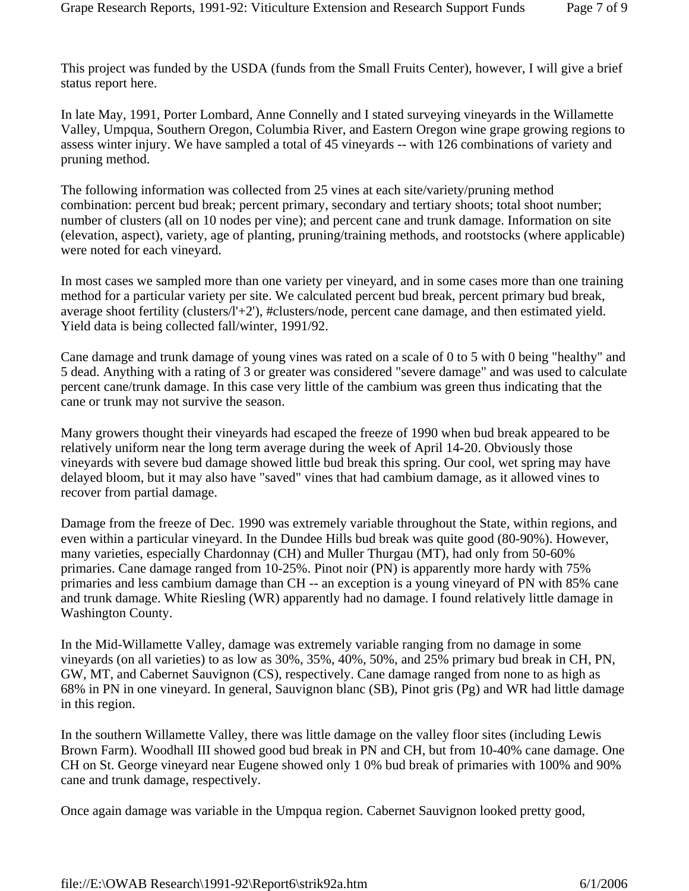This project was funded by the USDA (funds from the Small Fruits Center), however, I will give a brief status report here.

In late May, 1991, Porter Lombard, Anne Connelly and I stated surveying vineyards in the Willamette Valley, Umpqua, Southern Oregon, Columbia River, and Eastern Oregon wine grape growing regions to assess winter injury. We have sampled a total of 45 vineyards -- with 126 combinations of variety and pruning method.

The following information was collected from 25 vines at each site/variety/pruning method combination: percent bud break; percent primary, secondary and tertiary shoots; total shoot number; number of clusters (all on 10 nodes per vine); and percent cane and trunk damage. Information on site (elevation, aspect), variety, age of planting, pruning/training methods, and rootstocks (where applicable) were noted for each vineyard.

In most cases we sampled more than one variety per vineyard, and in some cases more than one training method for a particular variety per site. We calculated percent bud break, percent primary bud break, average shoot fertility (clusters/l'+2'), #clusters/node, percent cane damage, and then estimated yield. Yield data is being collected fall/winter, 1991/92.

Cane damage and trunk damage of young vines was rated on a scale of 0 to 5 with 0 being "healthy" and 5 dead. Anything with a rating of 3 or greater was considered "severe damage" and was used to calculate percent cane/trunk damage. In this case very little of the cambium was green thus indicating that the cane or trunk may not survive the season.

Many growers thought their vineyards had escaped the freeze of 1990 when bud break appeared to be relatively uniform near the long term average during the week of April 14-20. Obviously those vineyards with severe bud damage showed little bud break this spring. Our cool, wet spring may have delayed bloom, but it may also have "saved" vines that had cambium damage, as it allowed vines to recover from partial damage.

Damage from the freeze of Dec. 1990 was extremely variable throughout the State, within regions, and even within a particular vineyard. In the Dundee Hills bud break was quite good (80-90%). However, many varieties, especially Chardonnay (CH) and Muller Thurgau (MT), had only from 50-60% primaries. Cane damage ranged from 10-25%. Pinot noir (PN) is apparently more hardy with 75% primaries and less cambium damage than CH -- an exception is a young vineyard of PN with 85% cane and trunk damage. White Riesling (WR) apparently had no damage. I found relatively little damage in Washington County.

In the Mid-Willamette Valley, damage was extremely variable ranging from no damage in some vineyards (on all varieties) to as low as 30%, 35%, 40%, 50%, and 25% primary bud break in CH, PN, GW, MT, and Cabernet Sauvignon (CS), respectively. Cane damage ranged from none to as high as 68% in PN in one vineyard. In general, Sauvignon blanc (SB), Pinot gris (Pg) and WR had little damage in this region.

In the southern Willamette Valley, there was little damage on the valley floor sites (including Lewis Brown Farm). Woodhall III showed good bud break in PN and CH, but from 10-40% cane damage. One CH on St. George vineyard near Eugene showed only 1 0% bud break of primaries with 100% and 90% cane and trunk damage, respectively.

Once again damage was variable in the Umpqua region. Cabernet Sauvignon looked pretty good,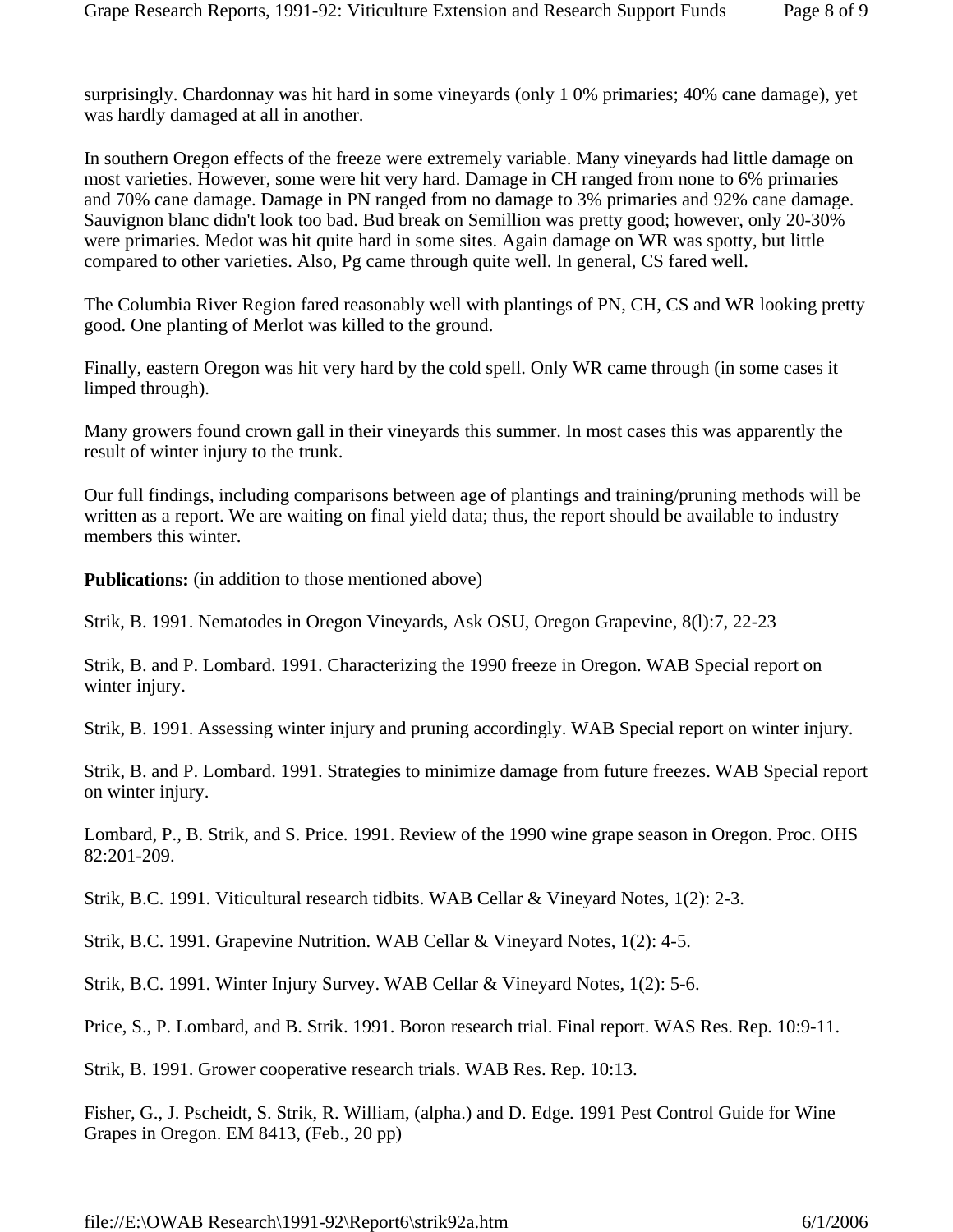surprisingly. Chardonnay was hit hard in some vineyards (only 1 0% primaries; 40% cane damage), yet was hardly damaged at all in another.

In southern Oregon effects of the freeze were extremely variable. Many vineyards had little damage on most varieties. However, some were hit very hard. Damage in CH ranged from none to 6% primaries and 70% cane damage. Damage in PN ranged from no damage to 3% primaries and 92% cane damage. Sauvignon blanc didn't look too bad. Bud break on Semillion was pretty good; however, only 20-30% were primaries. Medot was hit quite hard in some sites. Again damage on WR was spotty, but little compared to other varieties. Also, Pg came through quite well. In general, CS fared well.

The Columbia River Region fared reasonably well with plantings of PN, CH, CS and WR looking pretty good. One planting of Merlot was killed to the ground.

Finally, eastern Oregon was hit very hard by the cold spell. Only WR came through (in some cases it limped through).

Many growers found crown gall in their vineyards this summer. In most cases this was apparently the result of winter injury to the trunk.

Our full findings, including comparisons between age of plantings and training/pruning methods will be written as a report. We are waiting on final yield data; thus, the report should be available to industry members this winter.

**Publications:** (in addition to those mentioned above)

Strik, B. 1991. Nematodes in Oregon Vineyards, Ask OSU, Oregon Grapevine, 8(l):7, 22-23

Strik, B. and P. Lombard. 1991. Characterizing the 1990 freeze in Oregon. WAB Special report on winter injury.

Strik, B. 1991. Assessing winter injury and pruning accordingly. WAB Special report on winter injury.

Strik, B. and P. Lombard. 1991. Strategies to minimize damage from future freezes. WAB Special report on winter injury.

Lombard, P., B. Strik, and S. Price. 1991. Review of the 1990 wine grape season in Oregon. Proc. OHS 82:201-209.

Strik, B.C. 1991. Viticultural research tidbits. WAB Cellar & Vineyard Notes, 1(2): 2-3.

Strik, B.C. 1991. Grapevine Nutrition. WAB Cellar & Vineyard Notes, 1(2): 4-5.

Strik, B.C. 1991. Winter Injury Survey. WAB Cellar & Vineyard Notes, 1(2): 5-6.

Price, S., P. Lombard, and B. Strik. 1991. Boron research trial. Final report. WAS Res. Rep. 10:9-11.

Strik, B. 1991. Grower cooperative research trials. WAB Res. Rep. 10:13.

Fisher, G., J. Pscheidt, S. Strik, R. William, (alpha.) and D. Edge. 1991 Pest Control Guide for Wine Grapes in Oregon. EM 8413, (Feb., 20 pp)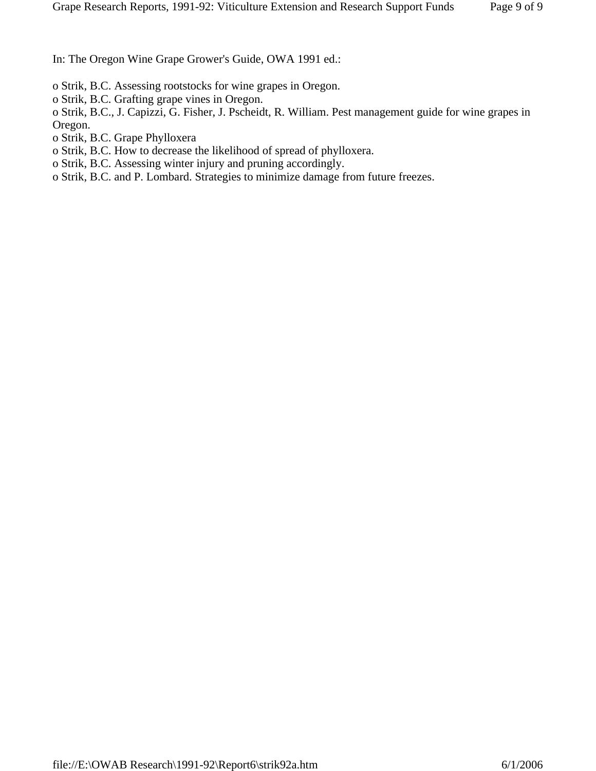In: The Oregon Wine Grape Grower's Guide, OWA 1991 ed.:

o Strik, B.C. Assessing rootstocks for wine grapes in Oregon.
o Strik, B.C. Grafting grape vines in Oregon.
o Strik, B.C., J. Capizzi, G. Fisher, J. Pscheidt, R. William. Pest management guide for wine grapes in Oregon.
o Strik, B.C. Grape Phylloxera
o Strik, B.C. How to decrease the likelihood of spread of phylloxera.
o Strik, B.C. Assessing winter injury and pruning accordingly.
o Strik, B.C. and P. Lombard. Strategies to minimize damage from future freezes.